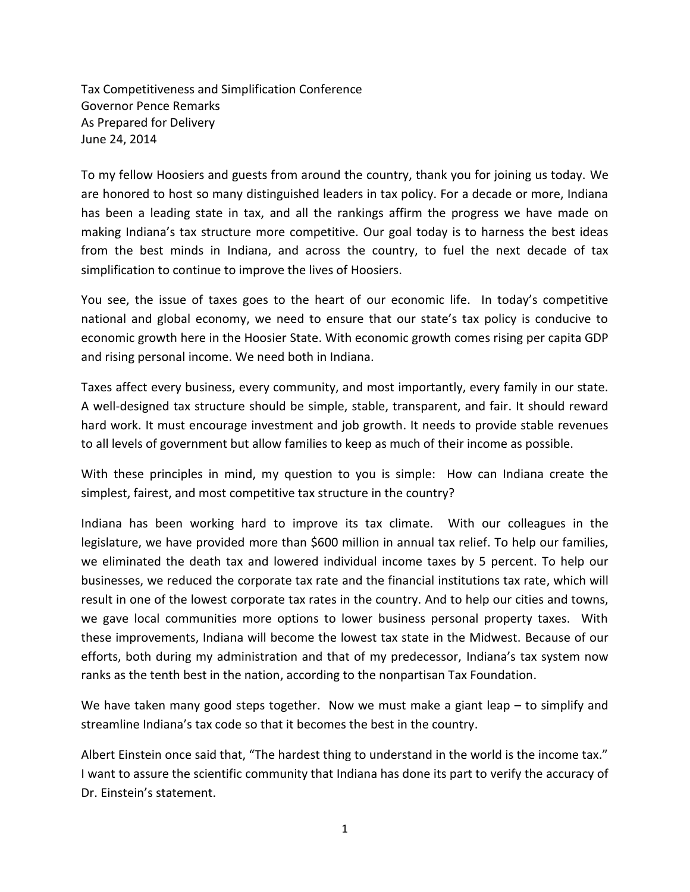Tax Competitiveness and Simplification Conference
Governor Pence Remarks
As Prepared for Delivery
June 24, 2014

To my fellow Hoosiers and guests from around the country, thank you for joining us today. We are honored to host so many distinguished leaders in tax policy. For a decade or more, Indiana has been a leading state in tax, and all the rankings affirm the progress we have made on making Indiana's tax structure more competitive. Our goal today is to harness the best ideas from the best minds in Indiana, and across the country, to fuel the next decade of tax simplification to continue to improve the lives of Hoosiers.

You see, the issue of taxes goes to the heart of our economic life. In today's competitive national and global economy, we need to ensure that our state's tax policy is conducive to economic growth here in the Hoosier State. With economic growth comes rising per capita GDP and rising personal income. We need both in Indiana.

Taxes affect every business, every community, and most importantly, every family in our state. A well-designed tax structure should be simple, stable, transparent, and fair. It should reward hard work. It must encourage investment and job growth. It needs to provide stable revenues to all levels of government but allow families to keep as much of their income as possible.

With these principles in mind, my question to you is simple: How can Indiana create the simplest, fairest, and most competitive tax structure in the country?

Indiana has been working hard to improve its tax climate. With our colleagues in the legislature, we have provided more than $600 million in annual tax relief. To help our families, we eliminated the death tax and lowered individual income taxes by 5 percent. To help our businesses, we reduced the corporate tax rate and the financial institutions tax rate, which will result in one of the lowest corporate tax rates in the country. And to help our cities and towns, we gave local communities more options to lower business personal property taxes. With these improvements, Indiana will become the lowest tax state in the Midwest. Because of our efforts, both during my administration and that of my predecessor, Indiana's tax system now ranks as the tenth best in the nation, according to the nonpartisan Tax Foundation.

We have taken many good steps together. Now we must make a giant leap – to simplify and streamline Indiana's tax code so that it becomes the best in the country.

Albert Einstein once said that, "The hardest thing to understand in the world is the income tax." I want to assure the scientific community that Indiana has done its part to verify the accuracy of Dr. Einstein's statement.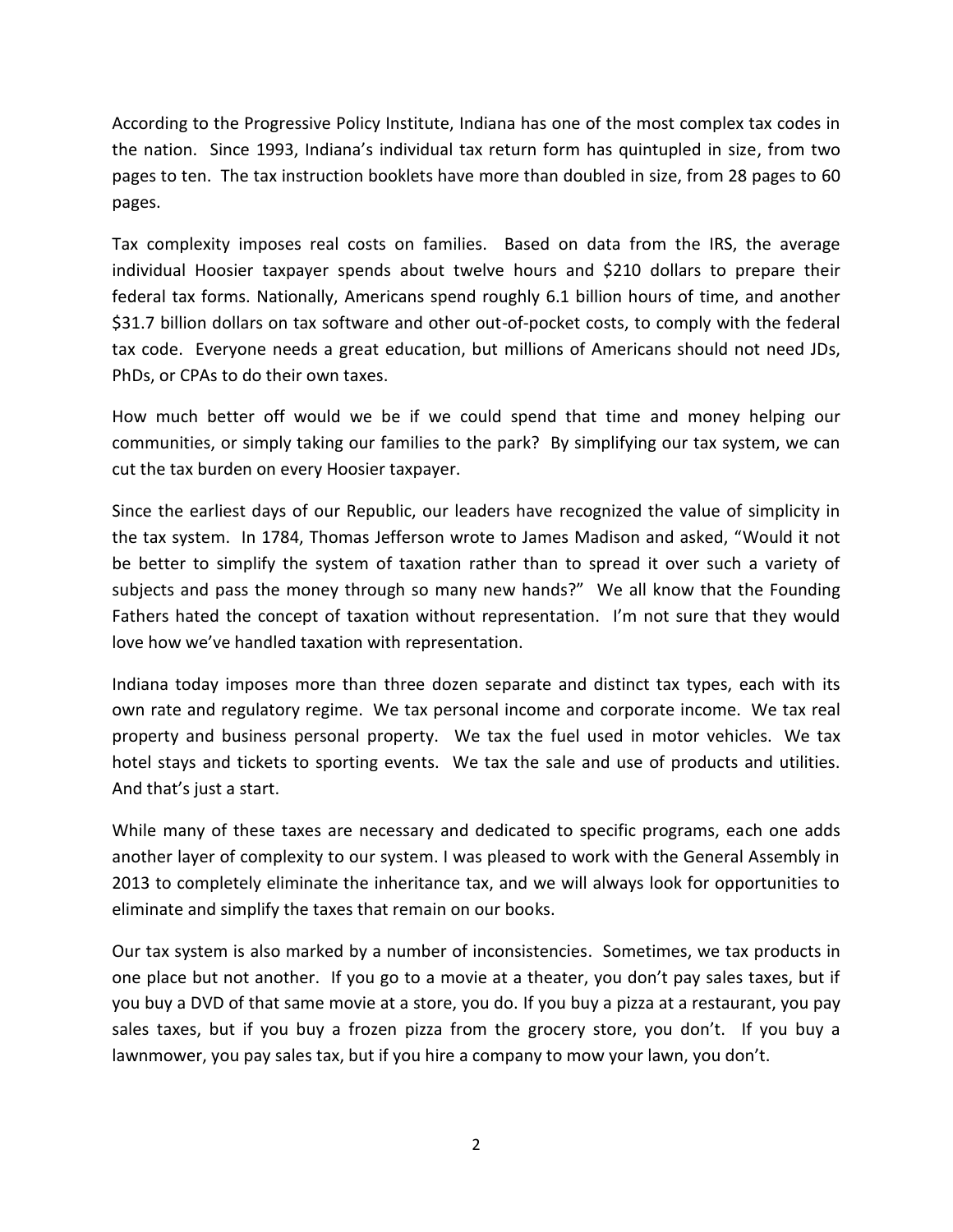According to the Progressive Policy Institute, Indiana has one of the most complex tax codes in the nation. Since 1993, Indiana's individual tax return form has quintupled in size, from two pages to ten. The tax instruction booklets have more than doubled in size, from 28 pages to 60 pages.

Tax complexity imposes real costs on families. Based on data from the IRS, the average individual Hoosier taxpayer spends about twelve hours and $210 dollars to prepare their federal tax forms. Nationally, Americans spend roughly 6.1 billion hours of time, and another $31.7 billion dollars on tax software and other out-of-pocket costs, to comply with the federal tax code. Everyone needs a great education, but millions of Americans should not need JDs, PhDs, or CPAs to do their own taxes.

How much better off would we be if we could spend that time and money helping our communities, or simply taking our families to the park? By simplifying our tax system, we can cut the tax burden on every Hoosier taxpayer.

Since the earliest days of our Republic, our leaders have recognized the value of simplicity in the tax system. In 1784, Thomas Jefferson wrote to James Madison and asked, "Would it not be better to simplify the system of taxation rather than to spread it over such a variety of subjects and pass the money through so many new hands?" We all know that the Founding Fathers hated the concept of taxation without representation. I'm not sure that they would love how we've handled taxation with representation.

Indiana today imposes more than three dozen separate and distinct tax types, each with its own rate and regulatory regime. We tax personal income and corporate income. We tax real property and business personal property. We tax the fuel used in motor vehicles. We tax hotel stays and tickets to sporting events. We tax the sale and use of products and utilities. And that's just a start.

While many of these taxes are necessary and dedicated to specific programs, each one adds another layer of complexity to our system. I was pleased to work with the General Assembly in 2013 to completely eliminate the inheritance tax, and we will always look for opportunities to eliminate and simplify the taxes that remain on our books.

Our tax system is also marked by a number of inconsistencies. Sometimes, we tax products in one place but not another. If you go to a movie at a theater, you don't pay sales taxes, but if you buy a DVD of that same movie at a store, you do. If you buy a pizza at a restaurant, you pay sales taxes, but if you buy a frozen pizza from the grocery store, you don't. If you buy a lawnmower, you pay sales tax, but if you hire a company to mow your lawn, you don't.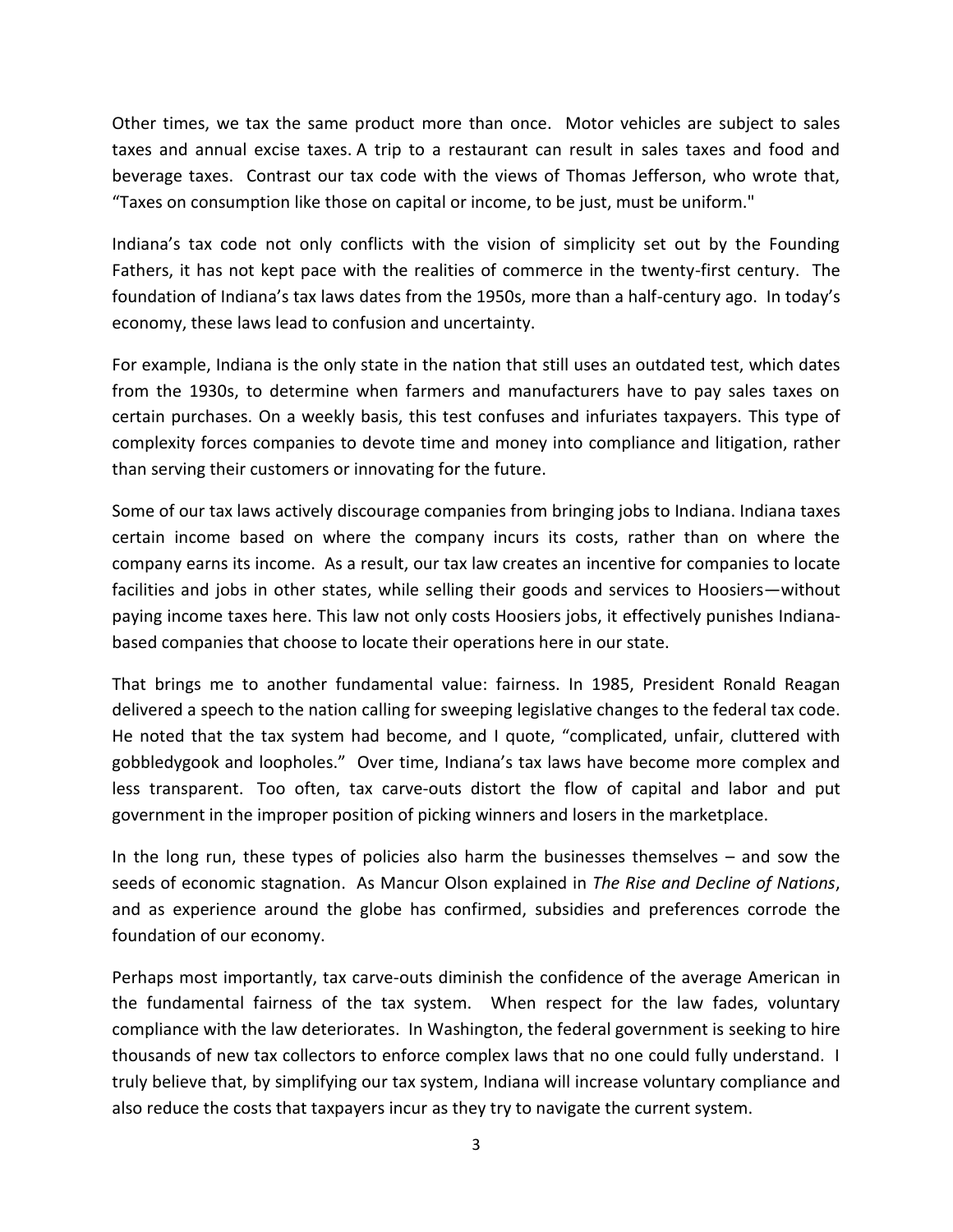Other times, we tax the same product more than once. Motor vehicles are subject to sales taxes and annual excise taxes. A trip to a restaurant can result in sales taxes and food and beverage taxes. Contrast our tax code with the views of Thomas Jefferson, who wrote that, "Taxes on consumption like those on capital or income, to be just, must be uniform."

Indiana's tax code not only conflicts with the vision of simplicity set out by the Founding Fathers, it has not kept pace with the realities of commerce in the twenty-first century. The foundation of Indiana's tax laws dates from the 1950s, more than a half-century ago. In today's economy, these laws lead to confusion and uncertainty.

For example, Indiana is the only state in the nation that still uses an outdated test, which dates from the 1930s, to determine when farmers and manufacturers have to pay sales taxes on certain purchases. On a weekly basis, this test confuses and infuriates taxpayers. This type of complexity forces companies to devote time and money into compliance and litigation, rather than serving their customers or innovating for the future.

Some of our tax laws actively discourage companies from bringing jobs to Indiana. Indiana taxes certain income based on where the company incurs its costs, rather than on where the company earns its income. As a result, our tax law creates an incentive for companies to locate facilities and jobs in other states, while selling their goods and services to Hoosiers—without paying income taxes here. This law not only costs Hoosiers jobs, it effectively punishes Indiana-based companies that choose to locate their operations here in our state.

That brings me to another fundamental value: fairness. In 1985, President Ronald Reagan delivered a speech to the nation calling for sweeping legislative changes to the federal tax code. He noted that the tax system had become, and I quote, "complicated, unfair, cluttered with gobbledygook and loopholes." Over time, Indiana's tax laws have become more complex and less transparent. Too often, tax carve-outs distort the flow of capital and labor and put government in the improper position of picking winners and losers in the marketplace.

In the long run, these types of policies also harm the businesses themselves – and sow the seeds of economic stagnation. As Mancur Olson explained in *The Rise and Decline of Nations*, and as experience around the globe has confirmed, subsidies and preferences corrode the foundation of our economy.

Perhaps most importantly, tax carve-outs diminish the confidence of the average American in the fundamental fairness of the tax system. When respect for the law fades, voluntary compliance with the law deteriorates. In Washington, the federal government is seeking to hire thousands of new tax collectors to enforce complex laws that no one could fully understand. I truly believe that, by simplifying our tax system, Indiana will increase voluntary compliance and also reduce the costs that taxpayers incur as they try to navigate the current system.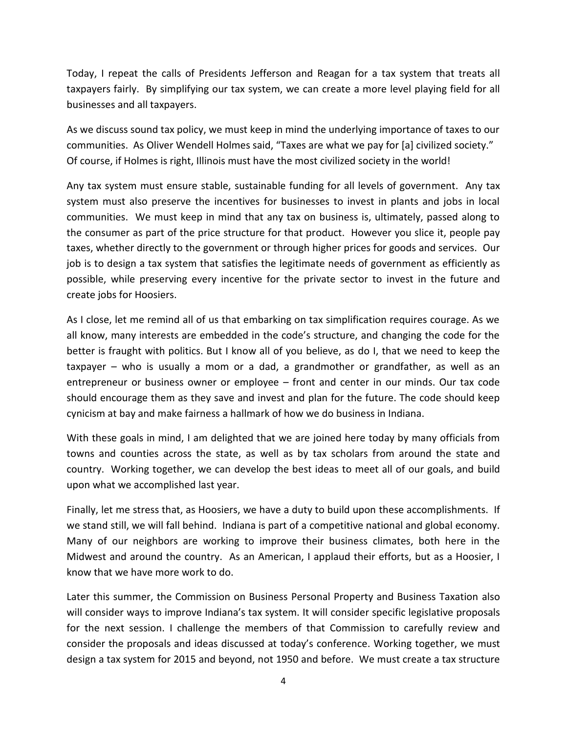Today, I repeat the calls of Presidents Jefferson and Reagan for a tax system that treats all taxpayers fairly. By simplifying our tax system, we can create a more level playing field for all businesses and all taxpayers.

As we discuss sound tax policy, we must keep in mind the underlying importance of taxes to our communities. As Oliver Wendell Holmes said, "Taxes are what we pay for [a] civilized society." Of course, if Holmes is right, Illinois must have the most civilized society in the world!

Any tax system must ensure stable, sustainable funding for all levels of government. Any tax system must also preserve the incentives for businesses to invest in plants and jobs in local communities. We must keep in mind that any tax on business is, ultimately, passed along to the consumer as part of the price structure for that product. However you slice it, people pay taxes, whether directly to the government or through higher prices for goods and services. Our job is to design a tax system that satisfies the legitimate needs of government as efficiently as possible, while preserving every incentive for the private sector to invest in the future and create jobs for Hoosiers.

As I close, let me remind all of us that embarking on tax simplification requires courage. As we all know, many interests are embedded in the code's structure, and changing the code for the better is fraught with politics. But I know all of you believe, as do I, that we need to keep the taxpayer – who is usually a mom or a dad, a grandmother or grandfather, as well as an entrepreneur or business owner or employee – front and center in our minds. Our tax code should encourage them as they save and invest and plan for the future. The code should keep cynicism at bay and make fairness a hallmark of how we do business in Indiana.

With these goals in mind, I am delighted that we are joined here today by many officials from towns and counties across the state, as well as by tax scholars from around the state and country. Working together, we can develop the best ideas to meet all of our goals, and build upon what we accomplished last year.

Finally, let me stress that, as Hoosiers, we have a duty to build upon these accomplishments. If we stand still, we will fall behind. Indiana is part of a competitive national and global economy. Many of our neighbors are working to improve their business climates, both here in the Midwest and around the country. As an American, I applaud their efforts, but as a Hoosier, I know that we have more work to do.

Later this summer, the Commission on Business Personal Property and Business Taxation also will consider ways to improve Indiana's tax system. It will consider specific legislative proposals for the next session. I challenge the members of that Commission to carefully review and consider the proposals and ideas discussed at today's conference. Working together, we must design a tax system for 2015 and beyond, not 1950 and before. We must create a tax structure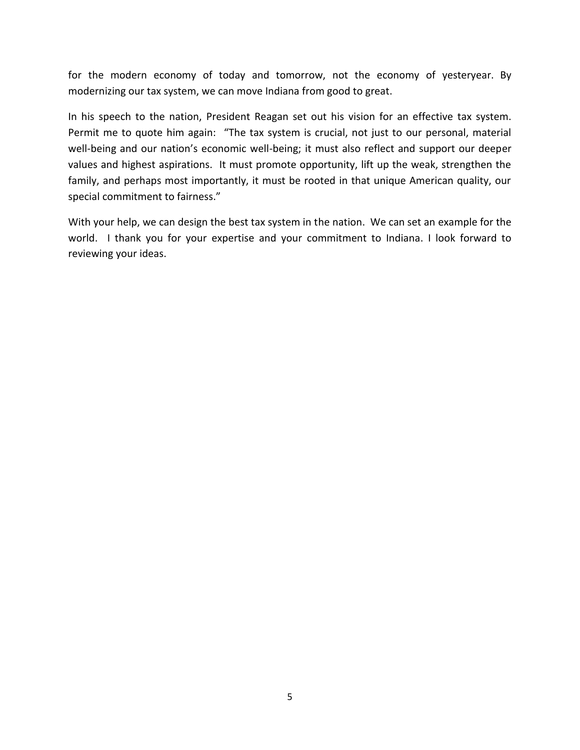for the modern economy of today and tomorrow, not the economy of yesteryear. By modernizing our tax system, we can move Indiana from good to great.

In his speech to the nation, President Reagan set out his vision for an effective tax system. Permit me to quote him again: "The tax system is crucial, not just to our personal, material well-being and our nation's economic well-being; it must also reflect and support our deeper values and highest aspirations. It must promote opportunity, lift up the weak, strengthen the family, and perhaps most importantly, it must be rooted in that unique American quality, our special commitment to fairness."

With your help, we can design the best tax system in the nation. We can set an example for the world. I thank you for your expertise and your commitment to Indiana. I look forward to reviewing your ideas.